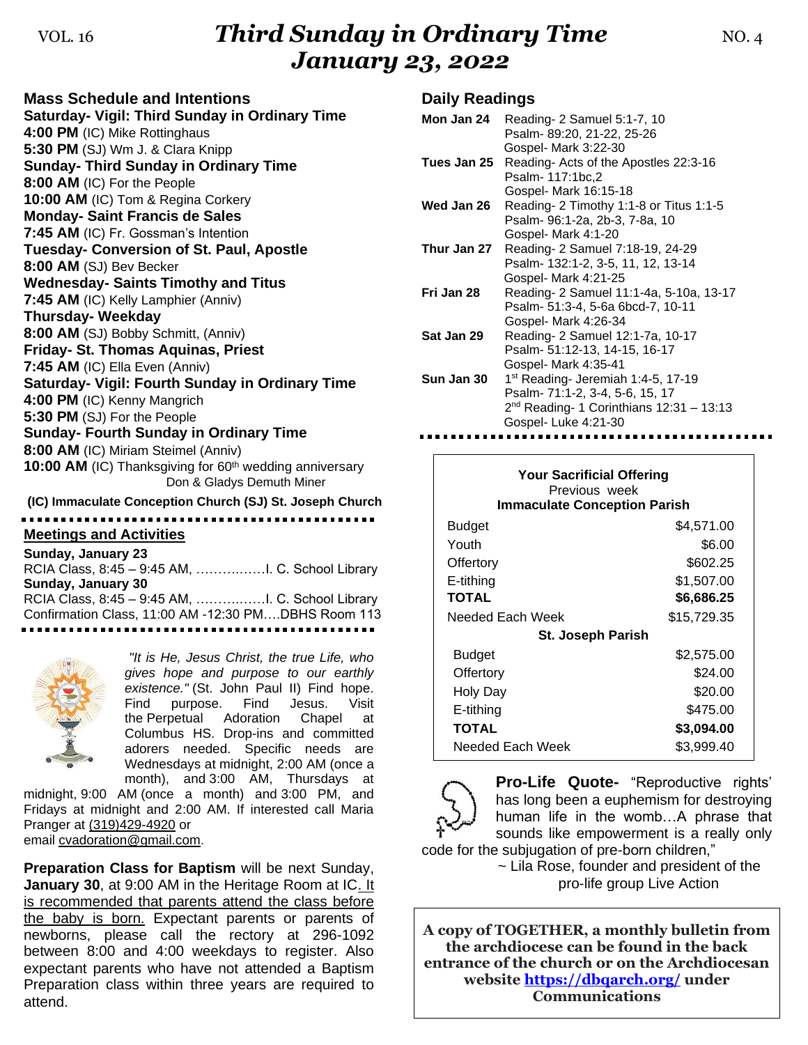# Third Sunday in Ordinary Time
# January 23, 2022

VOL. 16 NO. 4

## Mass Schedule and Intentions

**Saturday- Vigil: Third Sunday in Ordinary Time**
**4:00 PM** (IC) Mike Rottinghaus
**5:30 PM** (SJ) Wm J. & Clara Knipp
**Sunday- Third Sunday in Ordinary Time**
**8:00 AM** (IC) For the People
**10:00 AM** (IC) Tom & Regina Corkery
**Monday- Saint Francis de Sales**
**7:45 AM** (IC) Fr. Gossman's Intention
**Tuesday- Conversion of St. Paul, Apostle**
**8:00 AM** (SJ) Bev Becker
**Wednesday- Saints Timothy and Titus**
**7:45 AM** (IC) Kelly Lamphier (Anniv)
**Thursday- Weekday**
**8:00 AM** (SJ) Bobby Schmitt, (Anniv)
**Friday- St. Thomas Aquinas, Priest**
**7:45 AM** (IC) Ella Even (Anniv)
**Saturday- Vigil: Fourth Sunday in Ordinary Time**
**4:00 PM** (IC) Kenny Mangrich
**5:30 PM** (SJ) For the People
**Sunday- Fourth Sunday in Ordinary Time**
**8:00 AM** (IC) Miriam Steimel (Anniv)
**10:00 AM** (IC) Thanksgiving for 60th wedding anniversary Don & Gladys Demuth Miner

**(IC) Immaculate Conception Church (SJ) St. Joseph Church**

## Meetings and Activities

**Sunday, January 23**
RCIA Class, 8:45 – 9:45 AM, ……….……I. C. School Library
**Sunday, January 30**
RCIA Class, 8:45 – 9:45 AM, ……….……I. C. School Library
Confirmation Class, 11:00 AM -12:30 PM….DBHS Room 113

*"It is He, Jesus Christ, the true Life, who gives hope and purpose to our earthly existence."* (St. John Paul II) Find hope. Find purpose. Find Jesus. Visit the Perpetual Adoration Chapel at Columbus HS. Drop-ins and committed adorers needed. Specific needs are Wednesdays at midnight, 2:00 AM (once a month), and 3:00 AM, Thursdays at midnight, 9:00 AM (once a month) and 3:00 PM, and Fridays at midnight and 2:00 AM. If interested call Maria Pranger at (319)429-4920 or email cvadoration@gmail.com.

**Preparation Class for Baptism** will be next Sunday, **January 30**, at 9:00 AM in the Heritage Room at IC. It is recommended that parents attend the class before the baby is born. Expectant parents or parents of newborns, please call the rectory at 296-1092 between 8:00 and 4:00 weekdays to register. Also expectant parents who have not attended a Baptism Preparation class within three years are required to attend.

## Daily Readings

| | |
|---|---|
| **Mon Jan 24** | Reading- 2 Samuel 5:1-7, 10<br>Psalm- 89:20, 21-22, 25-26<br>Gospel- Mark 3:22-30 |
| **Tues Jan 25** | Reading- Acts of the Apostles 22:3-16<br>Psalm- 117:1bc,2<br>Gospel- Mark 16:15-18 |
| **Wed Jan 26** | Reading- 2 Timothy 1:1-8 or Titus 1:1-5<br>Psalm- 96:1-2a, 2b-3, 7-8a, 10<br>Gospel- Mark 4:1-20 |
| **Thur Jan 27** | Reading- 2 Samuel 7:18-19, 24-29<br>Psalm- 132:1-2, 3-5, 11, 12, 13-14<br>Gospel- Mark 4:21-25 |
| **Fri Jan 28** | Reading- 2 Samuel 11:1-4a, 5-10a, 13-17<br>Psalm- 51:3-4, 5-6a 6bcd-7, 10-11<br>Gospel- Mark 4:26-34 |
| **Sat Jan 29** | Reading- 2 Samuel 12:1-7a, 10-17<br>Psalm- 51:12-13, 14-15, 16-17<br>Gospel- Mark 4:35-41 |
| **Sun Jan 30** | 1st Reading- Jeremiah 1:4-5, 17-19<br>Psalm- 71:1-2, 3-4, 5-6, 15, 17<br>2nd Reading- 1 Corinthians 12:31 – 13:13<br>Gospel- Luke 4:21-30 |

**Your Sacrificial Offering**
Previous week

| **Immaculate Conception Parish** | |
|---|---|
| Budget | $4,571.00 |
| Youth | $6.00 |
| Offertory | $602.25 |
| E-tithing | $1,507.00 |
| **TOTAL** | **$6,686.25** |
| Needed Each Week | $15,729.35 |
| **St. Joseph Parish** | |
| Budget | $2,575.00 |
| Offertory | $24.00 |
| Holy Day | $20.00 |
| E-tithing | $475.00 |
| **TOTAL** | **$3,094.00** |
| Needed Each Week | $3,999.40 |

**Pro-Life Quote-** "Reproductive rights' has long been a euphemism for destroying human life in the womb…A phrase that sounds like empowerment is a really only code for the subjugation of pre-born children,"
~ Lila Rose, founder and president of the pro-life group Live Action

**A copy of TOGETHER, a monthly bulletin from the archdiocese can be found in the back entrance of the church or on the Archdiocesan website https://dbqarch.org/ under Communications**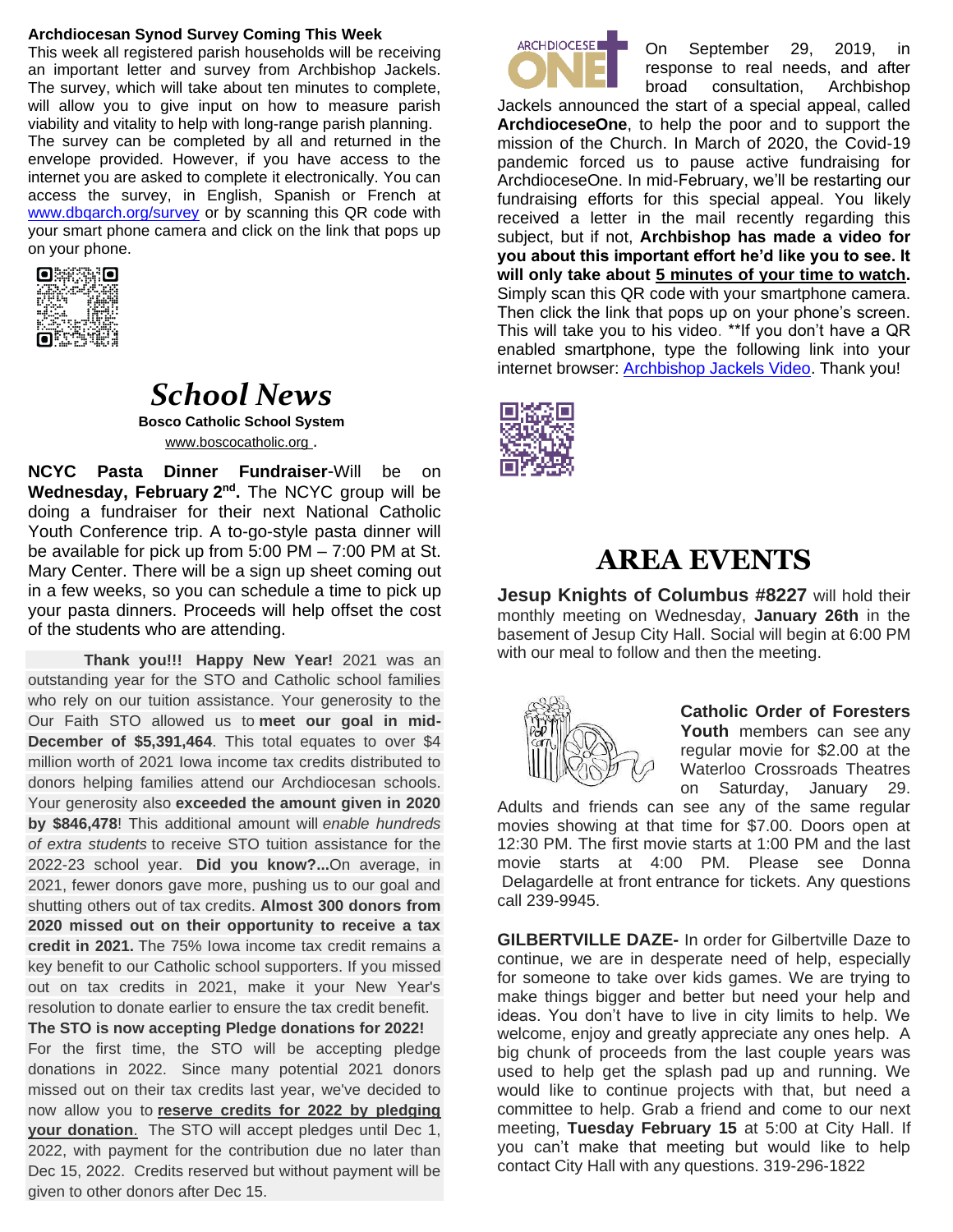**Archdiocesan Synod Survey Coming This Week**

This week all registered parish households will be receiving an important letter and survey from Archbishop Jackels. The survey, which will take about ten minutes to complete, will allow you to give input on how to measure parish viability and vitality to help with long-range parish planning. The survey can be completed by all and returned in the envelope provided. However, if you have access to the internet you are asked to complete it electronically. You can access the survey, in English, Spanish or French at www.dbqarch.org/survey or by scanning this QR code with your smart phone camera and click on the link that pops up on your phone.

# *School News*

**Bosco Catholic School System**

www.boscocatholic.org .

**NCYC Pasta Dinner Fundraiser**-Will be on **Wednesday, February 2nd.** The NCYC group will be doing a fundraiser for their next National Catholic Youth Conference trip. A to-go-style pasta dinner will be available for pick up from 5:00 PM – 7:00 PM at St. Mary Center. There will be a sign up sheet coming out in a few weeks, so you can schedule a time to pick up your pasta dinners. Proceeds will help offset the cost of the students who are attending.

**Thank you!!! Happy New Year!** 2021 was an outstanding year for the STO and Catholic school families who rely on our tuition assistance. Your generosity to the Our Faith STO allowed us to **meet our goal in mid-December of $5,391,464**. This total equates to over $4 million worth of 2021 Iowa income tax credits distributed to donors helping families attend our Archdiocesan schools. Your generosity also **exceeded the amount given in 2020 by $846,478**! This additional amount will *enable hundreds of extra students* to receive STO tuition assistance for the 2022-23 school year. **Did you know?...**On average, in 2021, fewer donors gave more, pushing us to our goal and shutting others out of tax credits. **Almost 300 donors from 2020 missed out on their opportunity to receive a tax credit in 2021.** The 75% Iowa income tax credit remains a key benefit to our Catholic school supporters. If you missed out on tax credits in 2021, make it your New Year's resolution to donate earlier to ensure the tax credit benefit.

**The STO is now accepting Pledge donations for 2022!** For the first time, the STO will be accepting pledge donations in 2022. Since many potential 2021 donors missed out on their tax credits last year, we've decided to now allow you to **reserve credits for 2022 by pledging your donation**. The STO will accept pledges until Dec 1, 2022, with payment for the contribution due no later than Dec 15, 2022. Credits reserved but without payment will be given to other donors after Dec 15.

On September 29, 2019, in response to real needs, and after broad consultation, Archbishop Jackels announced the start of a special appeal, called **ArchdioceseOne**, to help the poor and to support the mission of the Church. In March of 2020, the Covid-19 pandemic forced us to pause active fundraising for ArchdioceseOne. In mid-February, we'll be restarting our fundraising efforts for this special appeal. You likely received a letter in the mail recently regarding this subject, but if not, **Archbishop has made a video for you about this important effort he'd like you to see. It will only take about 5 minutes of your time to watch.** Simply scan this QR code with your smartphone camera. Then click the link that pops up on your phone's screen. This will take you to his video. **If you don't have a QR enabled smartphone, type the following link into your internet browser: Archbishop Jackels Video. Thank you!

# AREA EVENTS

**Jesup Knights of Columbus #8227** will hold their monthly meeting on Wednesday, **January 26th** in the basement of Jesup City Hall. Social will begin at 6:00 PM with our meal to follow and then the meeting.

**Catholic Order of Foresters Youth** members can see any regular movie for $2.00 at the Waterloo Crossroads Theatres on Saturday, January 29. Adults and friends can see any of the same regular movies showing at that time for $7.00. Doors open at 12:30 PM. The first movie starts at 1:00 PM and the last movie starts at 4:00 PM. Please see Donna Delagardelle at front entrance for tickets. Any questions call 239-9945.

**GILBERTVILLE DAZE-** In order for Gilbertville Daze to continue, we are in desperate need of help, especially for someone to take over kids games. We are trying to make things bigger and better but need your help and ideas. You don't have to live in city limits to help. We welcome, enjoy and greatly appreciate any ones help. A big chunk of proceeds from the last couple years was used to help get the splash pad up and running. We would like to continue projects with that, but need a committee to help. Grab a friend and come to our next meeting, **Tuesday February 15** at 5:00 at City Hall. If you can't make that meeting but would like to help contact City Hall with any questions. 319-296-1822